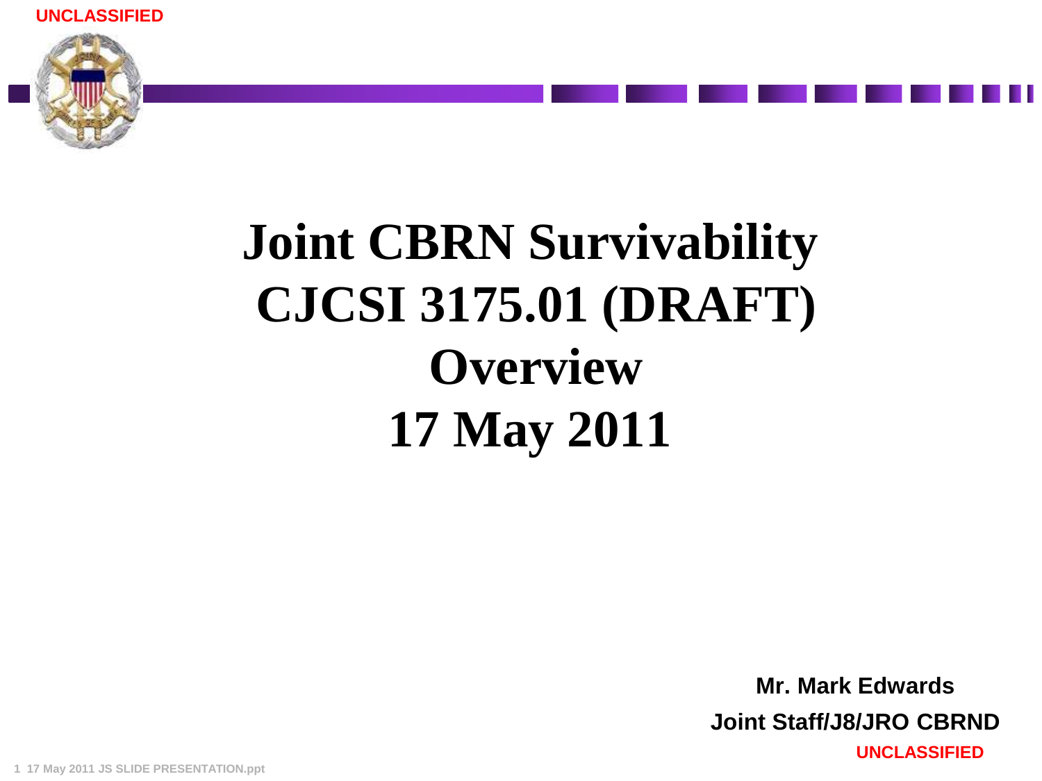UNCLASSIFIED

# Joint CBRN Survivability CJCSI 3175.01 (DRAFT) Overview 17 May 2011

**Mr. Mark Edwards**

**Joint Staff/J8/JRO CBRND**

UNCLASSIFIED

1 17 May 2011 JS SLIDE PRESENTATION.ppt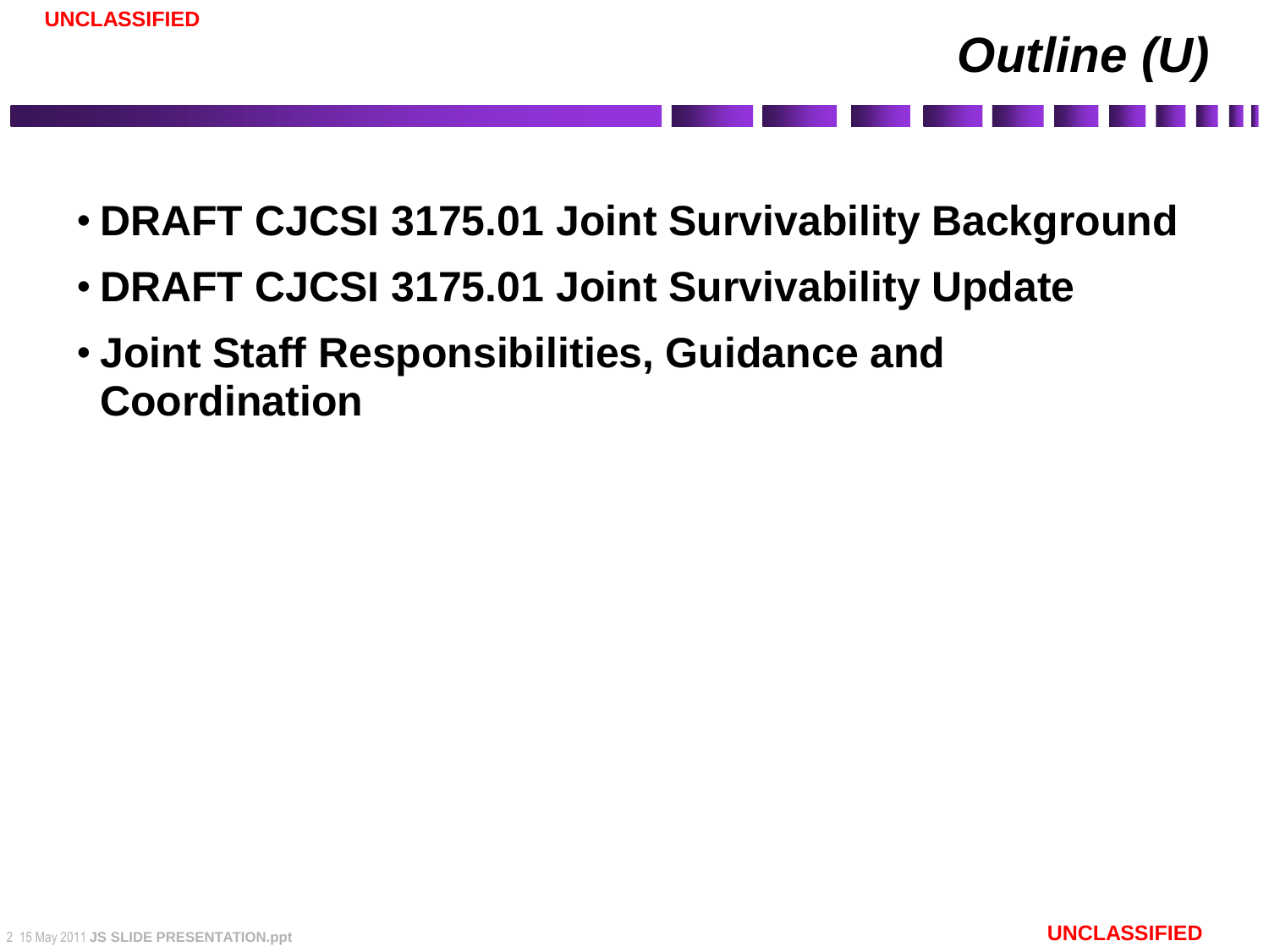# *Outline (U)*

- **DRAFT CJCSI 3175.01 Joint Survivability Background**
- **DRAFT CJCSI 3175.01 Joint Survivability Update**
- **Joint Staff Responsibilities, Guidance and Coordination**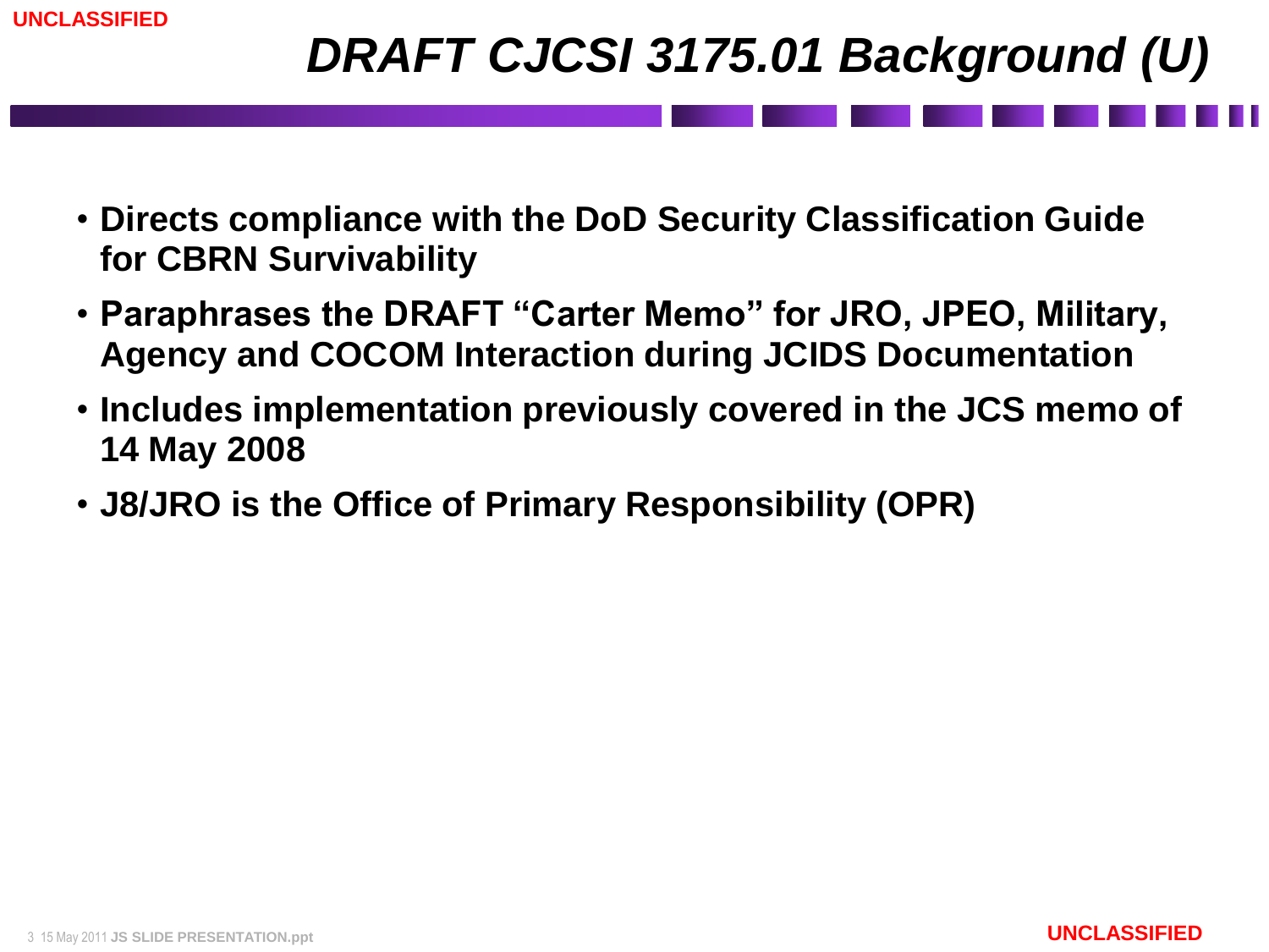# *DRAFT CJCSI 3175.01 Background (U)*

- **Directs compliance with the DoD Security Classification Guide for CBRN Survivability**
- **Paraphrases the DRAFT "Carter Memo" for JRO, JPEO, Military, Agency and COCOM Interaction during JCIDS Documentation**
- **Includes implementation previously covered in the JCS memo of 14 May 2008**
- **J8/JRO is the Office of Primary Responsibility (OPR)**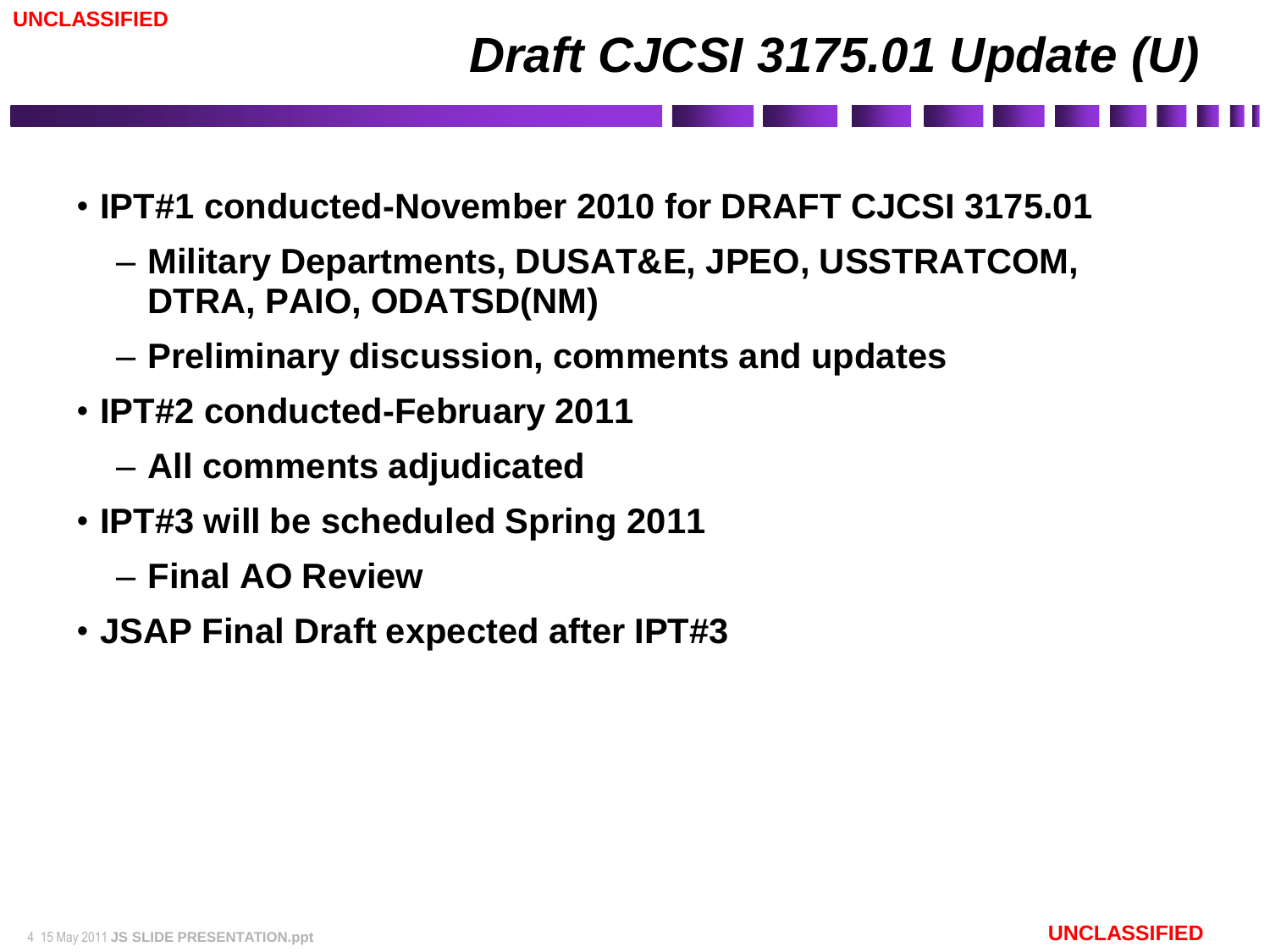# Draft CJCSI 3175.01 Update (U)

- **IPT#1 conducted-November 2010 for DRAFT CJCSI 3175.01**
  - **Military Departments, DUSAT&E, JPEO, USSTRATCOM, DTRA, PAIO, ODATSD(NM)**
  - **Preliminary discussion, comments and updates**
- **IPT#2 conducted-February 2011**
  - **All comments adjudicated**
- **IPT#3 will be scheduled Spring 2011**
  - **Final AO Review**
- **JSAP Final Draft expected after IPT#3**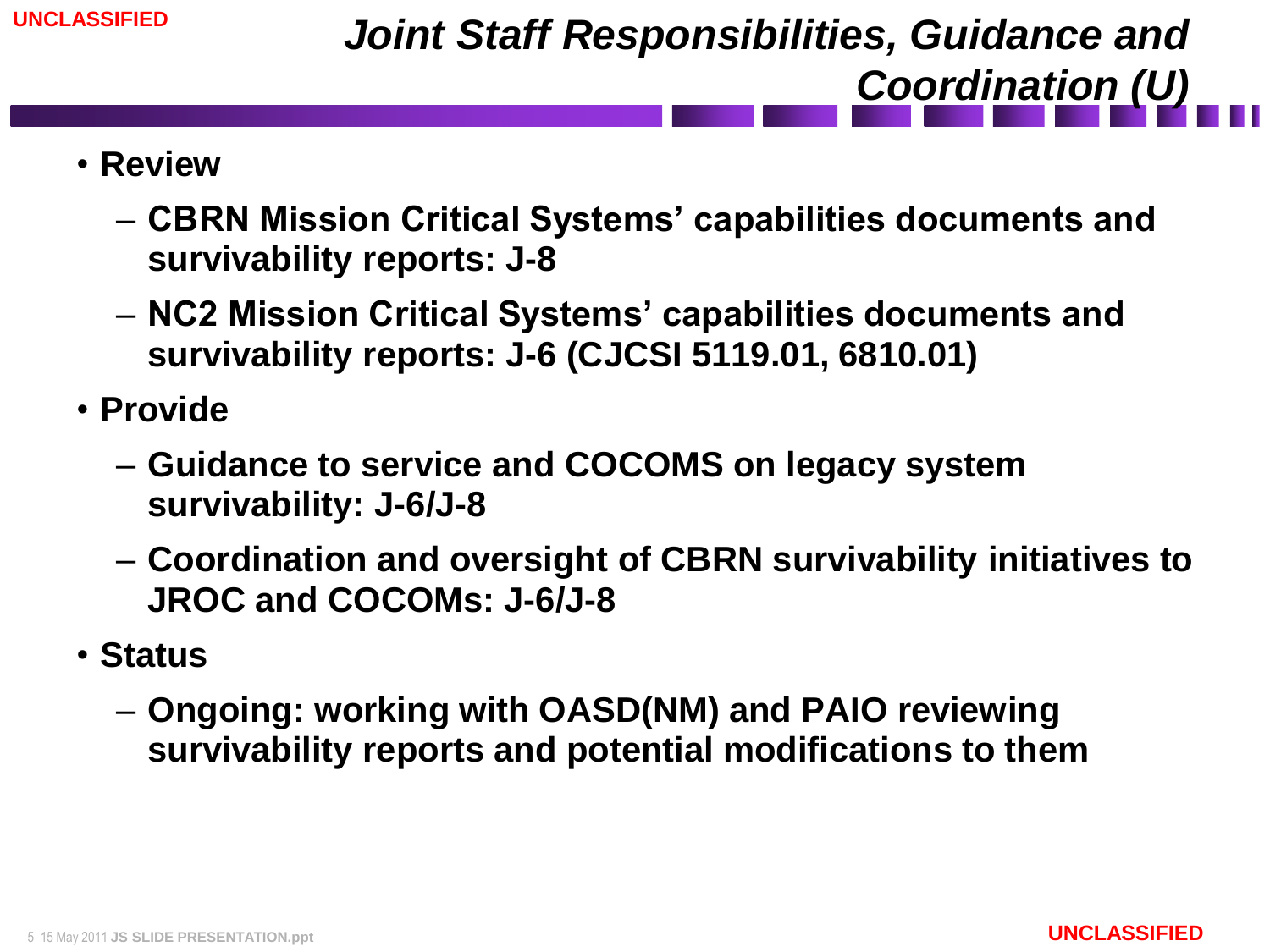UNCLASSIFIED

# *Joint Staff Responsibilities, Guidance and Coordination (U)*

- **Review**
  - **CBRN Mission Critical Systems' capabilities documents and survivability reports: J-8**
  - **NC2 Mission Critical Systems' capabilities documents and survivability reports: J-6 (CJCSI 5119.01, 6810.01)**
- **Provide**
  - **Guidance to service and COCOMS on legacy system survivability: J-6/J-8**
  - **Coordination and oversight of CBRN survivability initiatives to JROC and COCOMs: J-6/J-8**
- **Status**
  - **Ongoing: working with OASD(NM) and PAIO reviewing survivability reports and potential modifications to them**

UNCLASSIFIED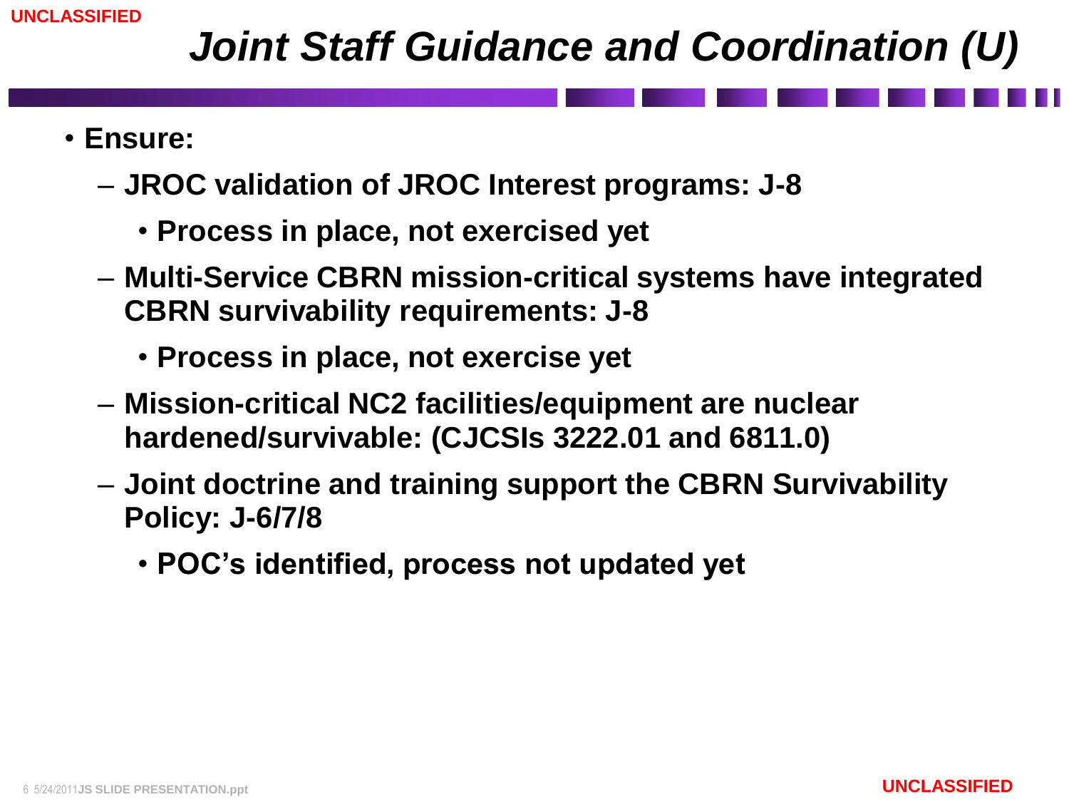# Joint Staff Guidance and Coordination (U)

- **Ensure:**
  - **JROC validation of JROC Interest programs: J-8**
    - **Process in place, not exercised yet**
  - **Multi-Service CBRN mission-critical systems have integrated CBRN survivability requirements: J-8**
    - **Process in place, not exercise yet**
  - **Mission-critical NC2 facilities/equipment are nuclear hardened/survivable: (CJCSIs 3222.01 and 6811.0)**
  - **Joint doctrine and training support the CBRN Survivability Policy: J-6/7/8**
    - **POC's identified, process not updated yet**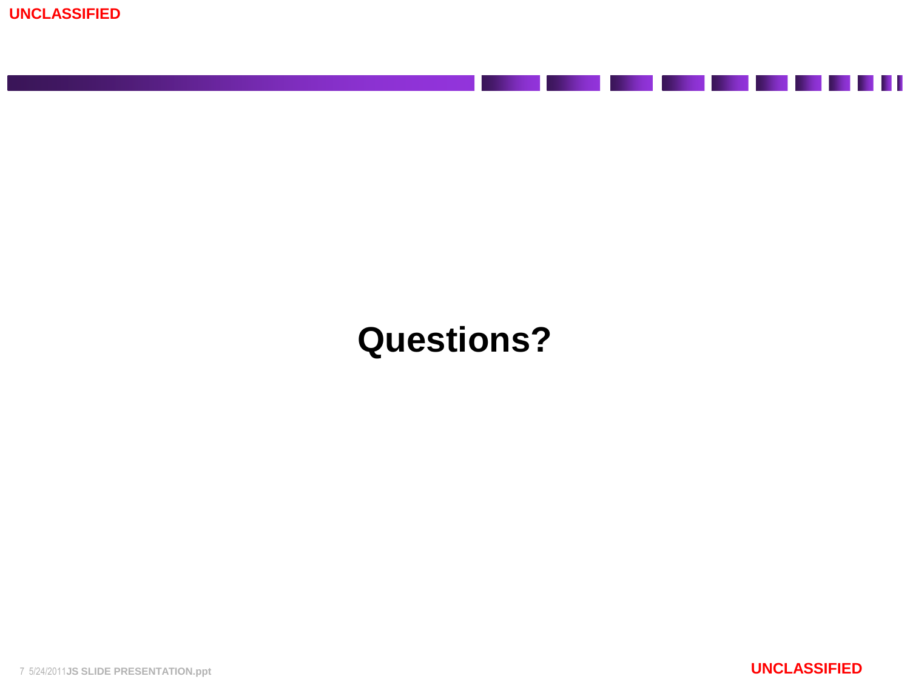UNCLASSIFIED

# Questions?

UNCLASSIFIED